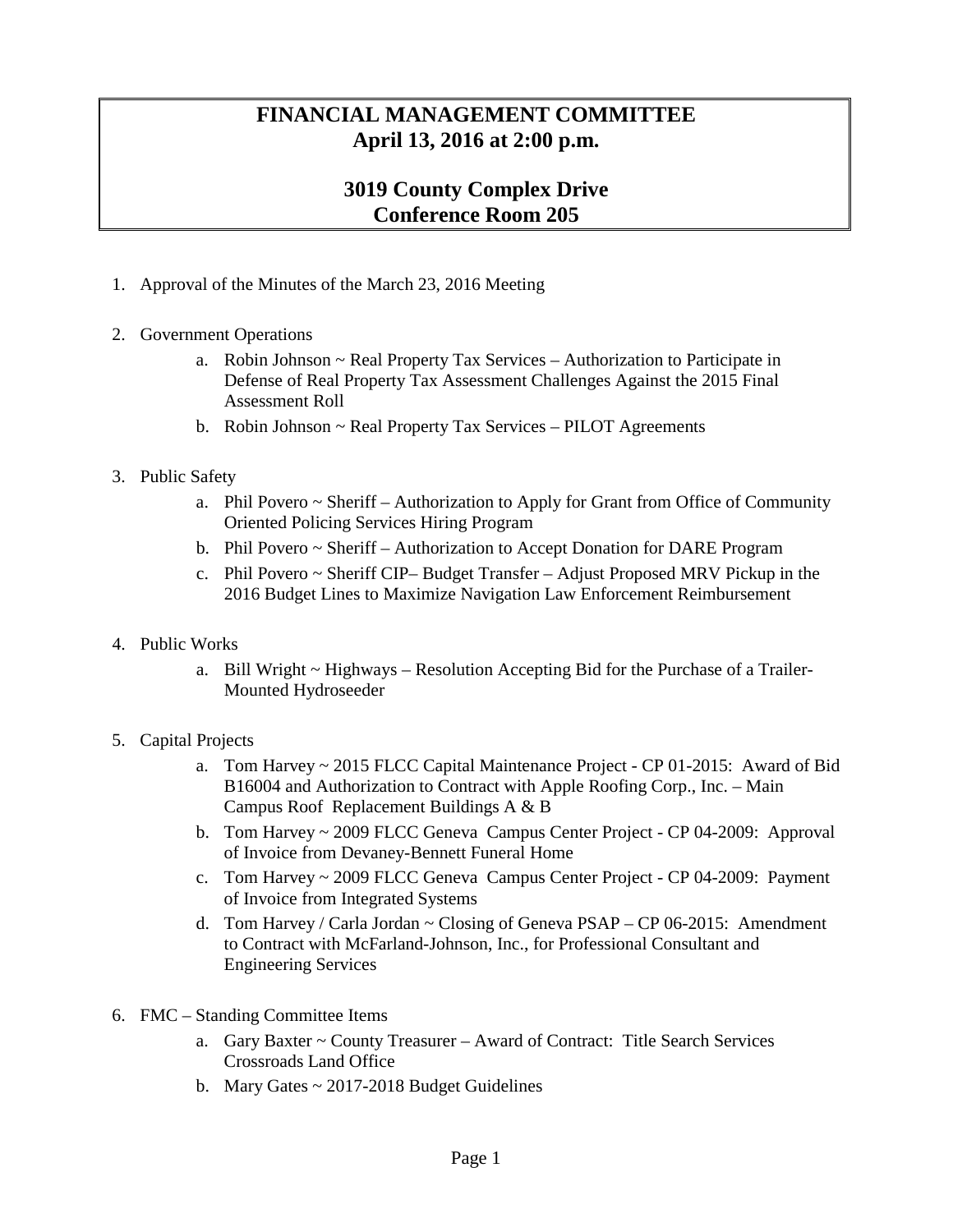# FINANCIAL MANAGEMENT COMMITTEE
## April 13, 2016 at 2:00 p.m.

## 3019 County Complex Drive
## Conference Room 205

1. Approval of the Minutes of the March 23, 2016 Meeting

2. Government Operations
    a. Robin Johnson ~ Real Property Tax Services – Authorization to Participate in Defense of Real Property Tax Assessment Challenges Against the 2015 Final Assessment Roll
    b. Robin Johnson ~ Real Property Tax Services – PILOT Agreements

3. Public Safety
    a. Phil Povero ~ Sheriff – Authorization to Apply for Grant from Office of Community Oriented Policing Services Hiring Program
    b. Phil Povero ~ Sheriff – Authorization to Accept Donation for DARE Program
    c. Phil Povero ~ Sheriff CIP– Budget Transfer – Adjust Proposed MRV Pickup in the 2016 Budget Lines to Maximize Navigation Law Enforcement Reimbursement

4. Public Works
    a. Bill Wright ~ Highways – Resolution Accepting Bid for the Purchase of a Trailer-Mounted Hydroseeder

5. Capital Projects
    a. Tom Harvey ~ 2015 FLCC Capital Maintenance Project - CP 01-2015: Award of Bid B16004 and Authorization to Contract with Apple Roofing Corp., Inc. – Main Campus Roof Replacement Buildings A & B
    b. Tom Harvey ~ 2009 FLCC Geneva Campus Center Project - CP 04-2009: Approval of Invoice from Devaney-Bennett Funeral Home
    c. Tom Harvey ~ 2009 FLCC Geneva Campus Center Project - CP 04-2009: Payment of Invoice from Integrated Systems
    d. Tom Harvey / Carla Jordan ~ Closing of Geneva PSAP – CP 06-2015: Amendment to Contract with McFarland-Johnson, Inc., for Professional Consultant and Engineering Services

6. FMC – Standing Committee Items
    a. Gary Baxter ~ County Treasurer – Award of Contract: Title Search Services Crossroads Land Office
    b. Mary Gates ~ 2017-2018 Budget Guidelines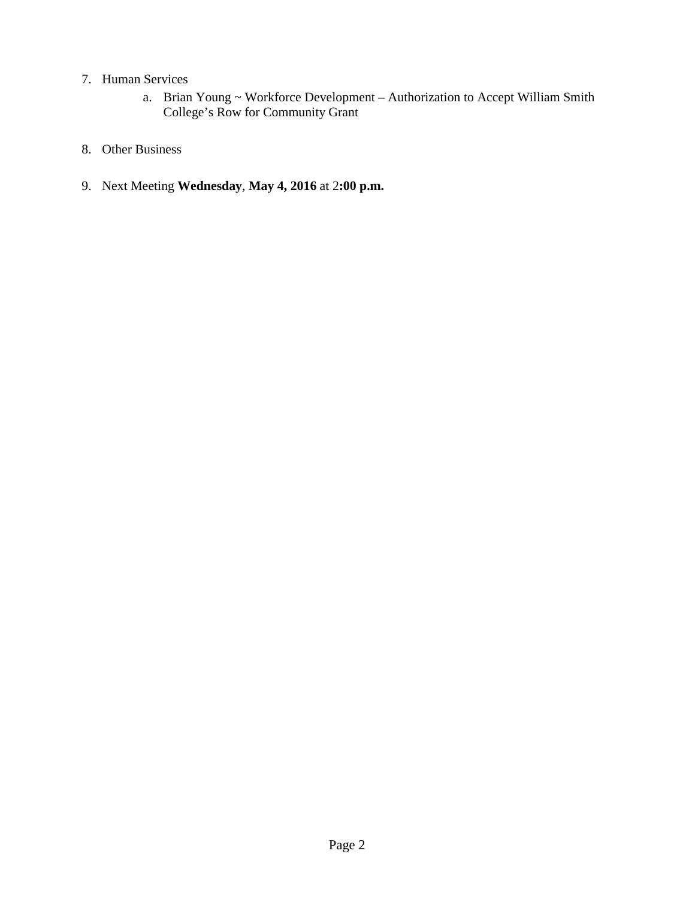7. Human Services
    a. Brian Young ~ Workforce Development – Authorization to Accept William Smith College's Row for Community Grant

8. Other Business

9. Next Meeting **Wednesday**, **May 4, 2016** at 2**:00 p.m.**